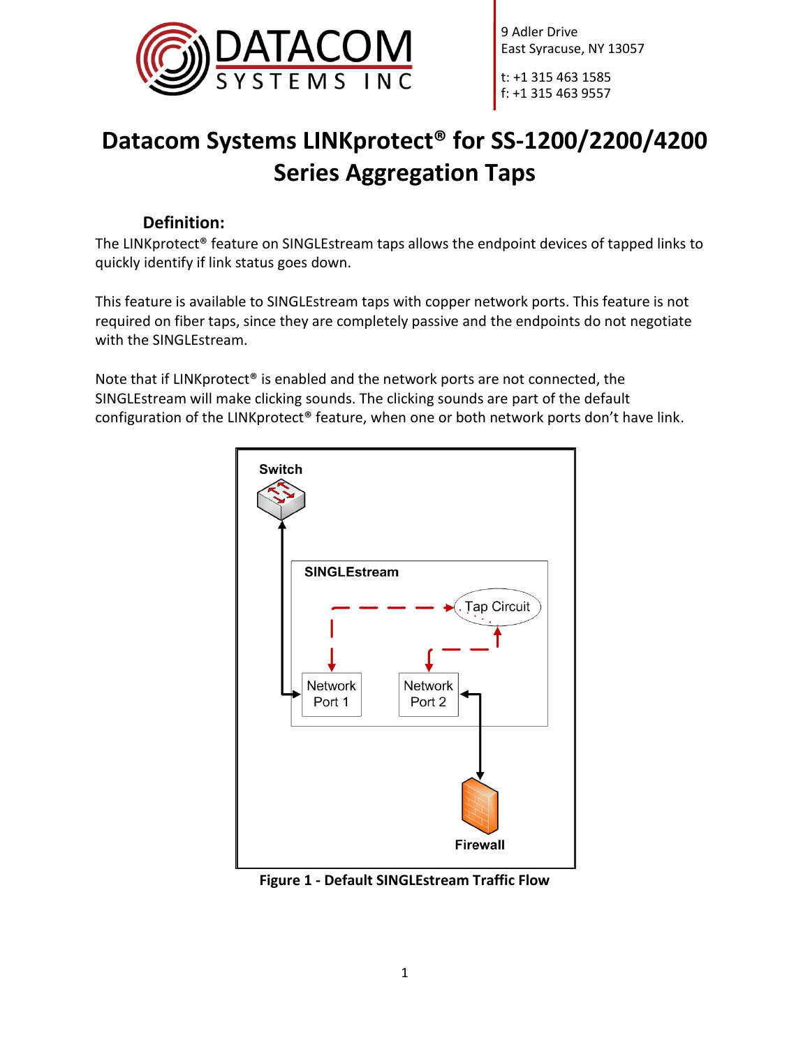9 Adler Drive
East Syracuse, NY 13057

t: +1 315 463 1585
f: +1 315 463 9557

# Datacom Systems LINKprotect® for SS-1200/2200/4200 Series Aggregation Taps

## Definition:

The LINKprotect® feature on SINGLEstream taps allows the endpoint devices of tapped links to quickly identify if link status goes down.

This feature is available to SINGLEstream taps with copper network ports. This feature is not required on fiber taps, since they are completely passive and the endpoints do not negotiate with the SINGLEstream.

Note that if LINKprotect® is enabled and the network ports are not connected, the SINGLEstream will make clicking sounds. The clicking sounds are part of the default configuration of the LINKprotect® feature, when one or both network ports don't have link.

Switch

SINGLEstream

Tap Circuit

Network Port 1

Network Port 2

Firewall

**Figure 1 - Default SINGLEstream Traffic Flow**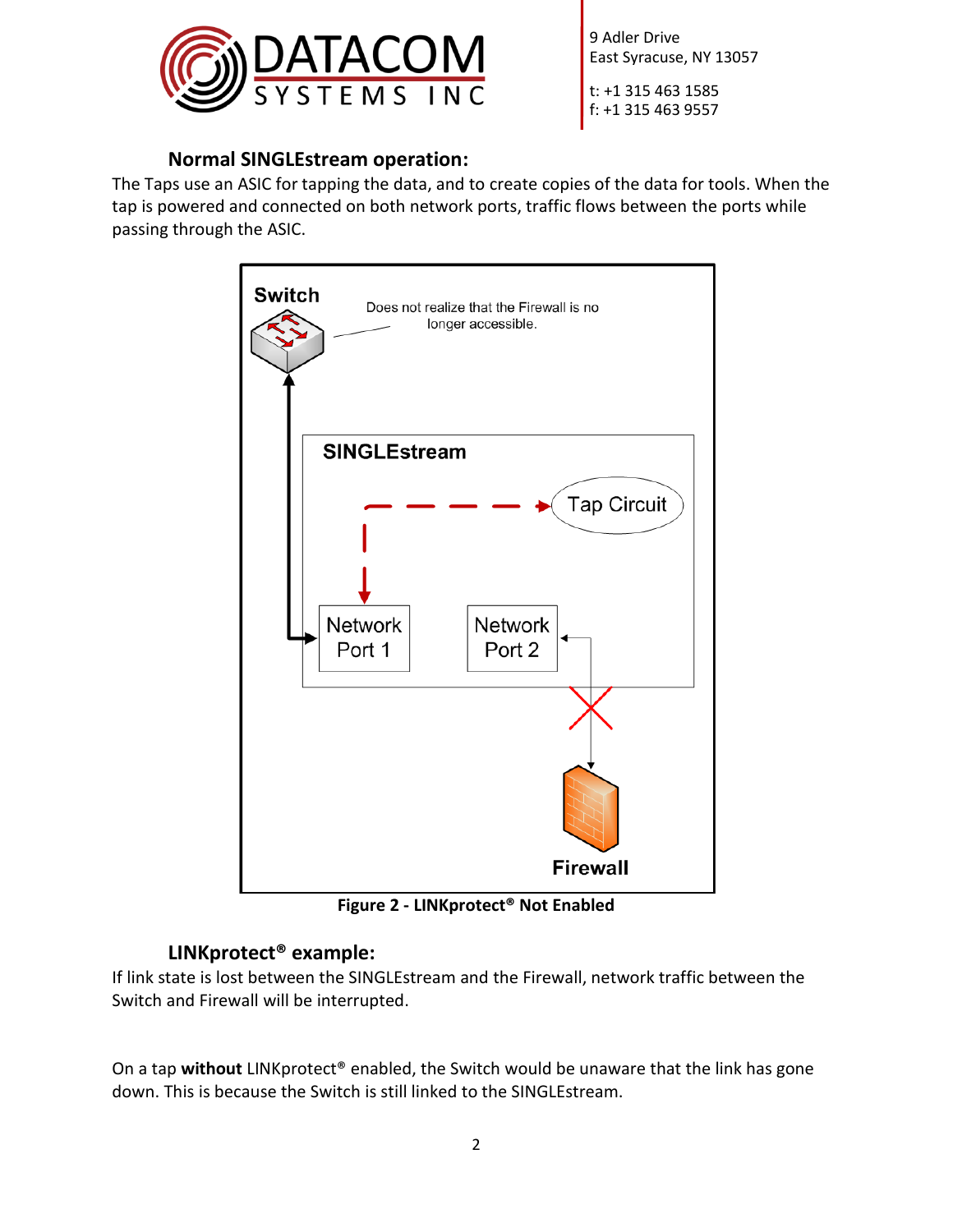### Normal SINGLEstream operation:

The Taps use an ASIC for tapping the data, and to create copies of the data for tools. When the tap is powered and connected on both network ports, traffic flows between the ports while passing through the ASIC.

Figure 2 - LINKprotect® Not Enabled

### LINKprotect® example:

If link state is lost between the SINGLEstream and the Firewall, network traffic between the Switch and Firewall will be interrupted.

On a tap **without** LINKprotect® enabled, the Switch would be unaware that the link has gone down. This is because the Switch is still linked to the SINGLEstream.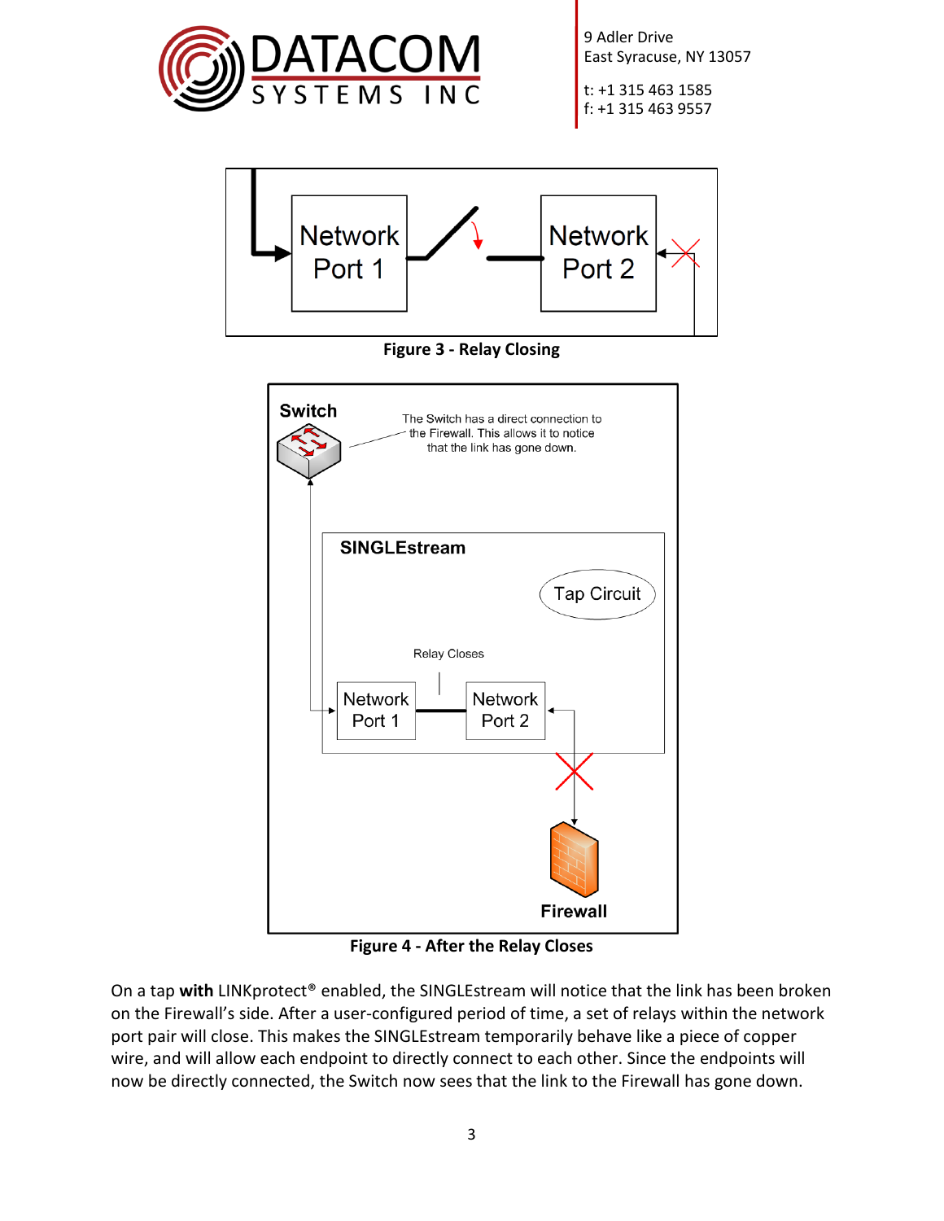Figure 3 - Relay Closing

Figure 4 - After the Relay Closes

On a tap **with** LINKprotect® enabled, the SINGLEstream will notice that the link has been broken on the Firewall's side. After a user-configured period of time, a set of relays within the network port pair will close. This makes the SINGLEstream temporarily behave like a piece of copper wire, and will allow each endpoint to directly connect to each other. Since the endpoints will now be directly connected, the Switch now sees that the link to the Firewall has gone down.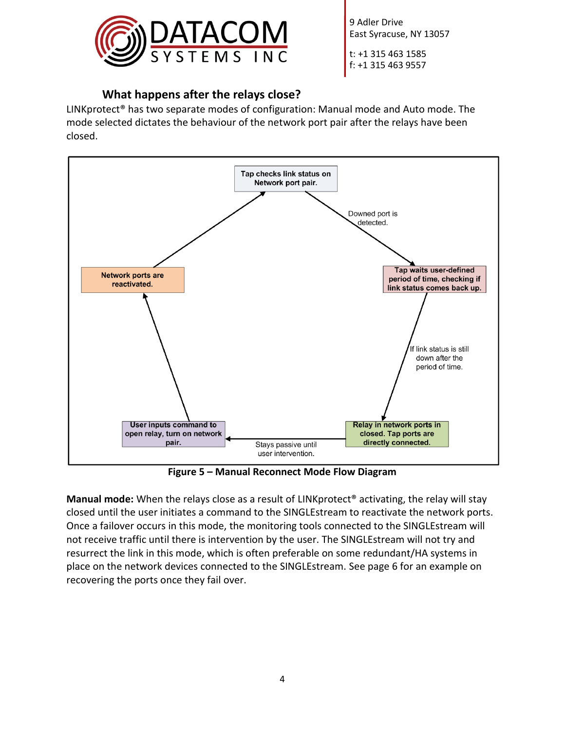### What happens after the relays close?

LINKprotect® has two separate modes of configuration: Manual mode and Auto mode. The mode selected dictates the behaviour of the network port pair after the relays have been closed.

Tap checks link status on Network port pair.

Downed port is detected.

Tap waits user-defined period of time, checking if link status comes back up.

If link status is still down after the period of time.

Relay in network ports in closed. Tap ports are directly connected.

Stays passive until user intervention.

User inputs command to open relay, turn on network pair.

Network ports are reactivated.

**Figure 5 – Manual Reconnect Mode Flow Diagram**

**Manual mode:** When the relays close as a result of LINKprotect® activating, the relay will stay closed until the user initiates a command to the SINGLEstream to reactivate the network ports. Once a failover occurs in this mode, the monitoring tools connected to the SINGLEstream will not receive traffic until there is intervention by the user. The SINGLEstream will not try and resurrect the link in this mode, which is often preferable on some redundant/HA systems in place on the network devices connected to the SINGLEstream. See page 6 for an example on recovering the ports once they fail over.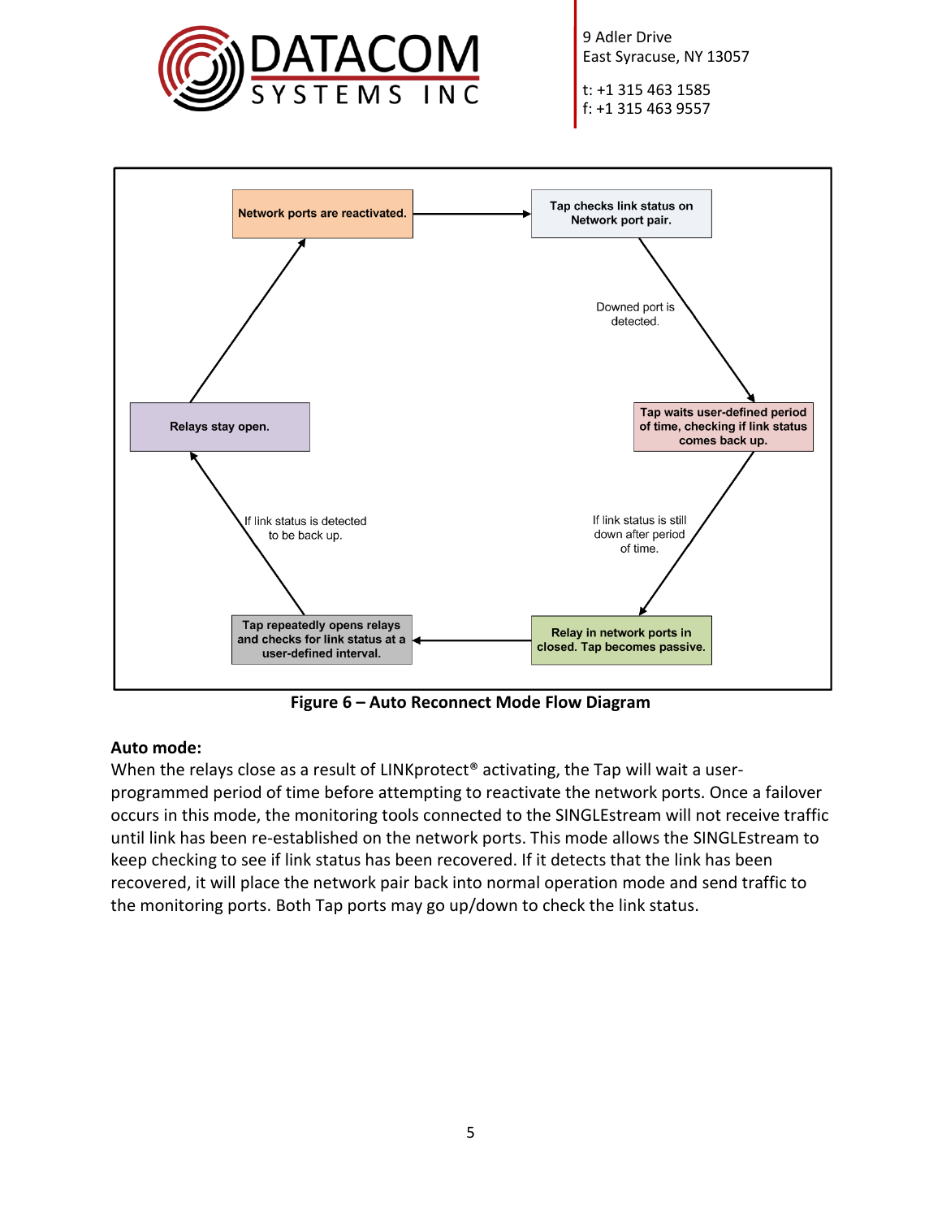**Figure 6 – Auto Reconnect Mode Flow Diagram**

**Auto mode:**

When the relays close as a result of LINKprotect® activating, the Tap will wait a user-programmed period of time before attempting to reactivate the network ports. Once a failover occurs in this mode, the monitoring tools connected to the SINGLEstream will not receive traffic until link has been re-established on the network ports. This mode allows the SINGLEstream to keep checking to see if link status has been recovered. If it detects that the link has been recovered, it will place the network pair back into normal operation mode and send traffic to the monitoring ports. Both Tap ports may go up/down to check the link status.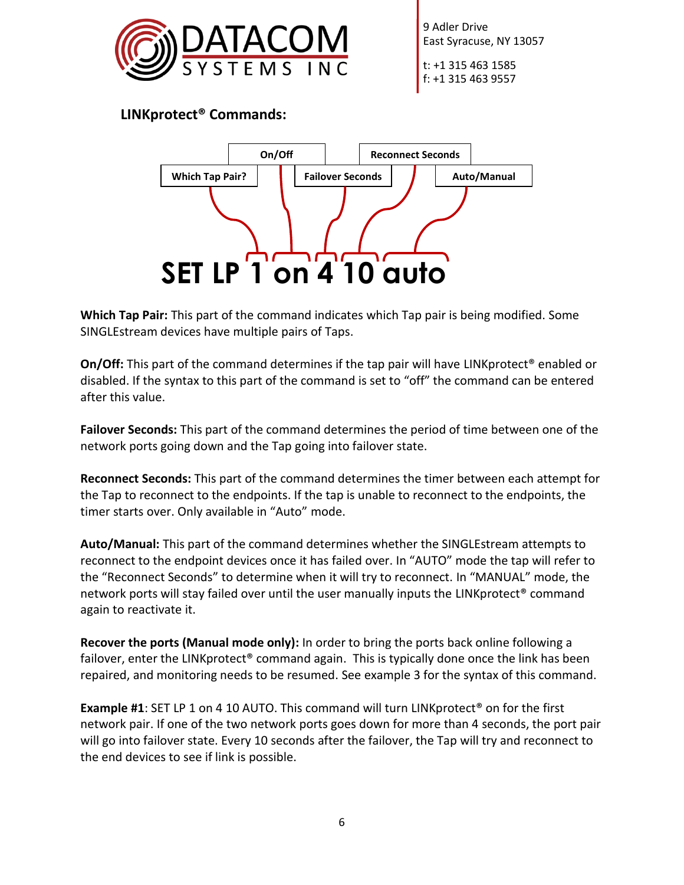## LINKprotect® Commands:

Which Tap Pair? | On/Off | Failover Seconds | Reconnect Seconds | Auto/Manual

# SET LP 1 on 4 10 auto

**Which Tap Pair:** This part of the command indicates which Tap pair is being modified. Some SINGLEstream devices have multiple pairs of Taps.

**On/Off:** This part of the command determines if the tap pair will have LINKprotect® enabled or disabled. If the syntax to this part of the command is set to "off" the command can be entered after this value.

**Failover Seconds:** This part of the command determines the period of time between one of the network ports going down and the Tap going into failover state.

**Reconnect Seconds:** This part of the command determines the timer between each attempt for the Tap to reconnect to the endpoints. If the tap is unable to reconnect to the endpoints, the timer starts over. Only available in "Auto" mode.

**Auto/Manual:** This part of the command determines whether the SINGLEstream attempts to reconnect to the endpoint devices once it has failed over. In "AUTO" mode the tap will refer to the "Reconnect Seconds" to determine when it will try to reconnect. In "MANUAL" mode, the network ports will stay failed over until the user manually inputs the LINKprotect® command again to reactivate it.

**Recover the ports (Manual mode only):** In order to bring the ports back online following a failover, enter the LINKprotect® command again. This is typically done once the link has been repaired, and monitoring needs to be resumed. See example 3 for the syntax of this command.

**Example #1**: SET LP 1 on 4 10 AUTO. This command will turn LINKprotect® on for the first network pair. If one of the two network ports goes down for more than 4 seconds, the port pair will go into failover state. Every 10 seconds after the failover, the Tap will try and reconnect to the end devices to see if link is possible.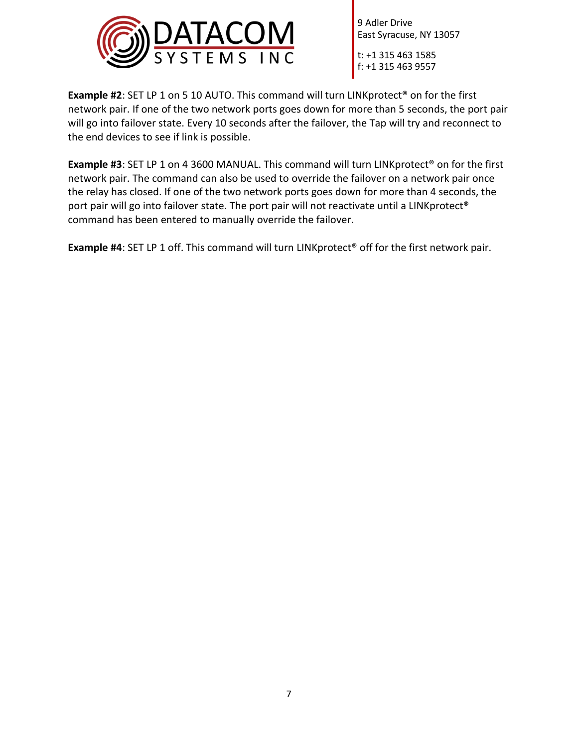**Example #2**: SET LP 1 on 5 10 AUTO. This command will turn LINKprotect® on for the first network pair. If one of the two network ports goes down for more than 5 seconds, the port pair will go into failover state. Every 10 seconds after the failover, the Tap will try and reconnect to the end devices to see if link is possible.

**Example #3**: SET LP 1 on 4 3600 MANUAL. This command will turn LINKprotect® on for the first network pair. The command can also be used to override the failover on a network pair once the relay has closed. If one of the two network ports goes down for more than 4 seconds, the port pair will go into failover state. The port pair will not reactivate until a LINKprotect® command has been entered to manually override the failover.

**Example #4**: SET LP 1 off. This command will turn LINKprotect® off for the first network pair.